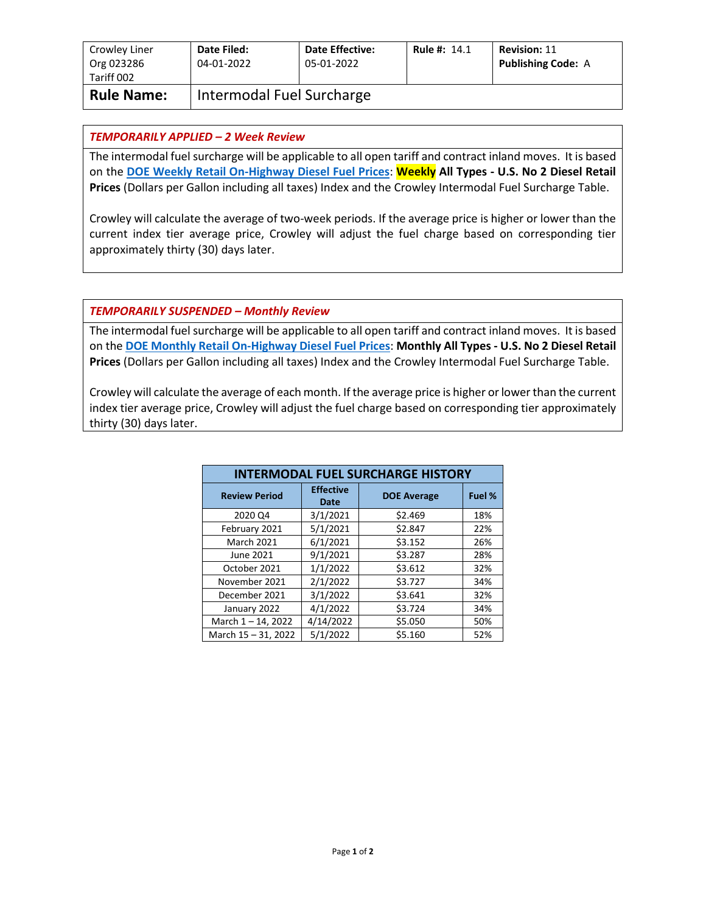| Crowley Liner<br>Org 023286<br>Tariff 002 | **Date Filed:**<br>04-01-2022 | **Date Effective:**<br>05-01-2022 | **Rule #:** 14.1 | **Revision:** 11<br>**Publishing Code:** A |
|---|---|---|---|---|
| **Rule Name:** | Intermodal Fuel Surcharge | | | |

***TEMPORARILY APPLIED – 2 Week Review***

The intermodal fuel surcharge will be applicable to all open tariff and contract inland moves. It is based on the **DOE Weekly Retail On-Highway Diesel Fuel Prices**: **Weekly All Types - U.S. No 2 Diesel Retail Prices** (Dollars per Gallon including all taxes) Index and the Crowley Intermodal Fuel Surcharge Table.

Crowley will calculate the average of two-week periods. If the average price is higher or lower than the current index tier average price, Crowley will adjust the fuel charge based on corresponding tier approximately thirty (30) days later.

***TEMPORARILY SUSPENDED – Monthly Review***

The intermodal fuel surcharge will be applicable to all open tariff and contract inland moves. It is based on the **DOE Monthly Retail On-Highway Diesel Fuel Prices**: **Monthly All Types - U.S. No 2 Diesel Retail Prices** (Dollars per Gallon including all taxes) Index and the Crowley Intermodal Fuel Surcharge Table.

Crowley will calculate the average of each month. If the average price is higher or lower than the current index tier average price, Crowley will adjust the fuel charge based on corresponding tier approximately thirty (30) days later.

**INTERMODAL FUEL SURCHARGE HISTORY**

| Review Period | Effective Date | DOE Average | Fuel % |
|---|---|---|---|
| 2020 Q4 | 3/1/2021 | $2.469 | 18% |
| February 2021 | 5/1/2021 | $2.847 | 22% |
| March 2021 | 6/1/2021 | $3.152 | 26% |
| June 2021 | 9/1/2021 | $3.287 | 28% |
| October 2021 | 1/1/2022 | $3.612 | 32% |
| November 2021 | 2/1/2022 | $3.727 | 34% |
| December 2021 | 3/1/2022 | $3.641 | 32% |
| January 2022 | 4/1/2022 | $3.724 | 34% |
| March 1 – 14, 2022 | 4/14/2022 | $5.050 | 50% |
| March 15 – 31, 2022 | 5/1/2022 | $5.160 | 52% |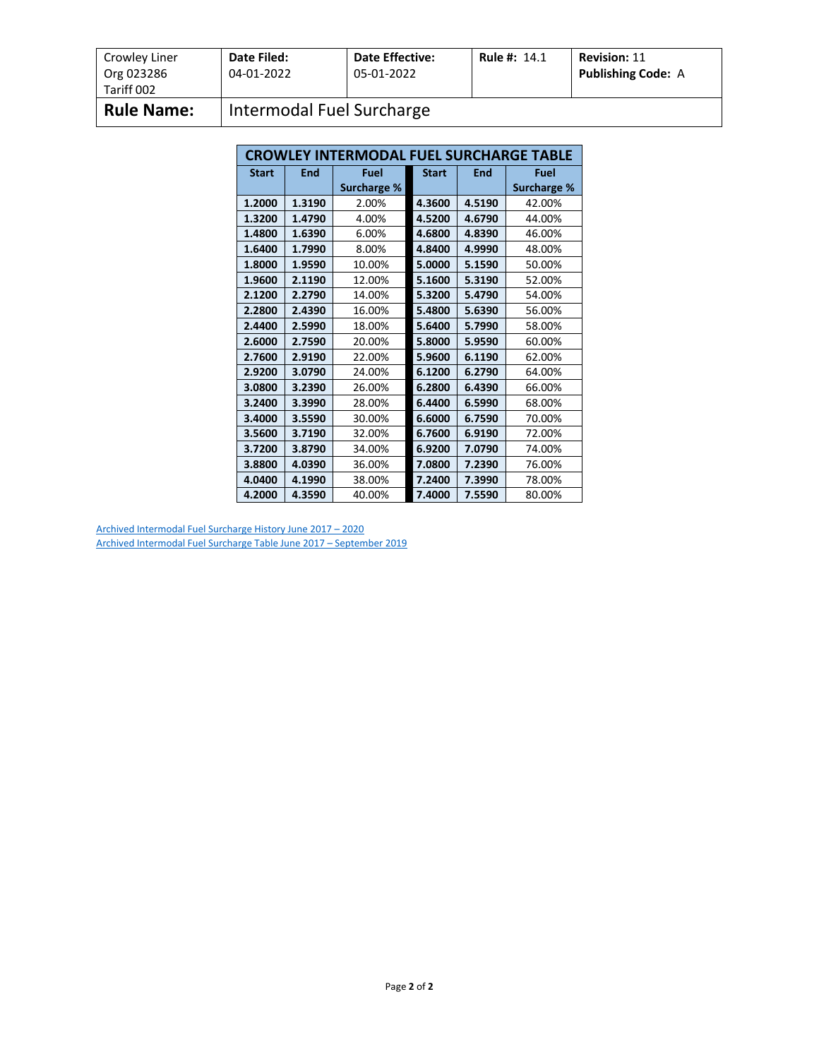| Crowley Liner Org 023286 Tariff 002 | Date Filed: 04-01-2022 | Date Effective: 05-01-2022 | Rule #: 14.1 | Revision: 11 Publishing Code: A |
|---|---|---|---|---|
| **Rule Name:** | Intermodal Fuel Surcharge | | | |

| CROWLEY INTERMODAL FUEL SURCHARGE TABLE | | | | | |
|---|---|---|---|---|---|
| **Start** | **End** | **Fuel Surcharge %** | **Start** | **End** | **Fuel Surcharge %** |
| **1.2000** | **1.3190** | 2.00% | **4.3600** | **4.5190** | 42.00% |
| **1.3200** | **1.4790** | 4.00% | **4.5200** | **4.6790** | 44.00% |
| **1.4800** | **1.6390** | 6.00% | **4.6800** | **4.8390** | 46.00% |
| **1.6400** | **1.7990** | 8.00% | **4.8400** | **4.9990** | 48.00% |
| **1.8000** | **1.9590** | 10.00% | **5.0000** | **5.1590** | 50.00% |
| **1.9600** | **2.1190** | 12.00% | **5.1600** | **5.3190** | 52.00% |
| **2.1200** | **2.2790** | 14.00% | **5.3200** | **5.4790** | 54.00% |
| **2.2800** | **2.4390** | 16.00% | **5.4800** | **5.6390** | 56.00% |
| **2.4400** | **2.5990** | 18.00% | **5.6400** | **5.7990** | 58.00% |
| **2.6000** | **2.7590** | 20.00% | **5.8000** | **5.9590** | 60.00% |
| **2.7600** | **2.9190** | 22.00% | **5.9600** | **6.1190** | 62.00% |
| **2.9200** | **3.0790** | 24.00% | **6.1200** | **6.2790** | 64.00% |
| **3.0800** | **3.2390** | 26.00% | **6.2800** | **6.4390** | 66.00% |
| **3.2400** | **3.3990** | 28.00% | **6.4400** | **6.5990** | 68.00% |
| **3.4000** | **3.5590** | 30.00% | **6.6000** | **6.7590** | 70.00% |
| **3.5600** | **3.7190** | 32.00% | **6.7600** | **6.9190** | 72.00% |
| **3.7200** | **3.8790** | 34.00% | **6.9200** | **7.0790** | 74.00% |
| **3.8800** | **4.0390** | 36.00% | **7.0800** | **7.2390** | 76.00% |
| **4.0400** | **4.1990** | 38.00% | **7.2400** | **7.3990** | 78.00% |
| **4.2000** | **4.3590** | 40.00% | **7.4000** | **7.5590** | 80.00% |

Archived Intermodal Fuel Surcharge History June 2017 – 2020

Archived Intermodal Fuel Surcharge Table June 2017 – September 2019